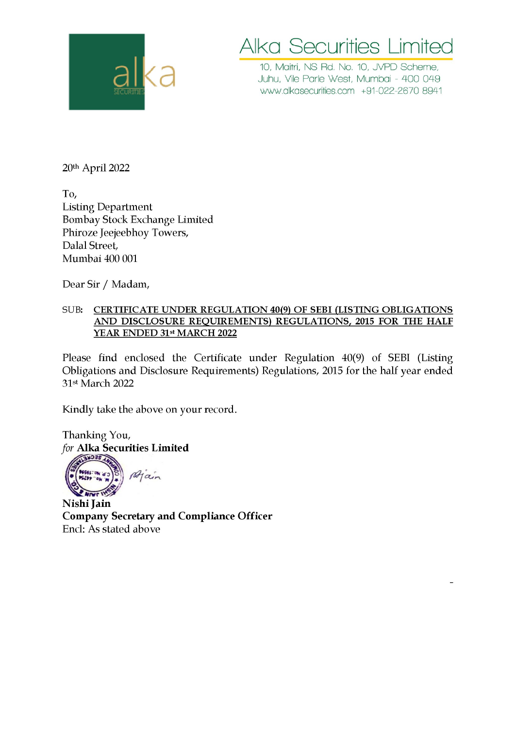# Alka Securities Limited

10, Maitri, NS Rd. No. 10, JVPD Scheme,
Juhu, Vile Parle West, Mumbai - 400 049
www.alkasecurities.com +91-022-2670 8941

20th April 2022

To,
Listing Department
Bombay Stock Exchange Limited
Phiroze Jeejeebhoy Towers,
Dalal Street,
Mumbai 400 001

Dear Sir / Madam,

SUB: **CERTIFICATE UNDER REGULATION 40(9) OF SEBI (LISTING OBLIGATIONS AND DISCLOSURE REQUIREMENTS) REGULATIONS, 2015 FOR THE HALF YEAR ENDED 31st MARCH 2022**

Please find enclosed the Certificate under Regulation 40(9) of SEBI (Listing Obligations and Disclosure Requirements) Regulations, 2015 for the half year ended 31st March 2022

Kindly take the above on your record.

Thanking You,
*for* **Alka Securities Limited**

**Nishi Jain**
**Company Secretary and Compliance Officer**
Encl: As stated above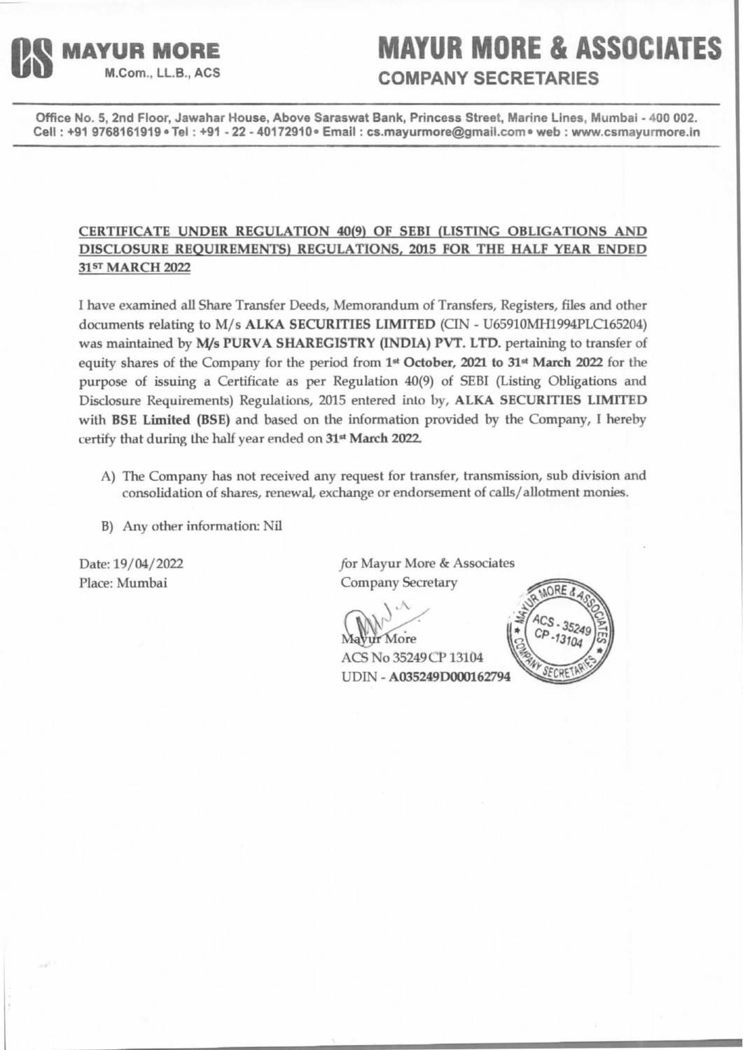# MAYUR MORE & ASSOCIATES

**MAYUR MORE**
M.Com., LL.B., ACS

**COMPANY SECRETARIES**

Office No. 5, 2nd Floor, Jawahar House, Above Saraswat Bank, Princess Street, Marine Lines, Mumbai - 400 002.
Cell : +91 9768161919 • Tel : +91 - 22 - 40172910 • Email : cs.mayurmore@gmail.com • web : www.csmayurmore.in

## CERTIFICATE UNDER REGULATION 40(9) OF SEBI (LISTING OBLIGATIONS AND DISCLOSURE REQUIREMENTS) REGULATIONS, 2015 FOR THE HALF YEAR ENDED 31ST MARCH 2022

I have examined all Share Transfer Deeds, Memorandum of Transfers, Registers, files and other documents relating to M/s **ALKA SECURITIES LIMITED** (CIN - U65910MH1994PLC165204) was maintained by **M/s PURVA SHAREGISTRY (INDIA) PVT. LTD.** pertaining to transfer of equity shares of the Company for the period from **1st October, 2021 to 31st March 2022** for the purpose of issuing a Certificate as per Regulation 40(9) of SEBI (Listing Obligations and Disclosure Requirements) Regulations, 2015 entered into by, **ALKA SECURITIES LIMITED** with **BSE Limited (BSE)** and based on the information provided by the Company, I hereby certify that during the half year ended on **31st March 2022.**

A) The Company has not received any request for transfer, transmission, sub division and consolidation of shares, renewal, exchange or endorsement of calls/allotment monies.

B) Any other information: Nil

Date: 19/04/2022
Place: Mumbai

*for* Mayur More & Associates
Company Secretary

Mayur More
ACS No 35249 CP 13104
UDIN - **A035249D000162794**